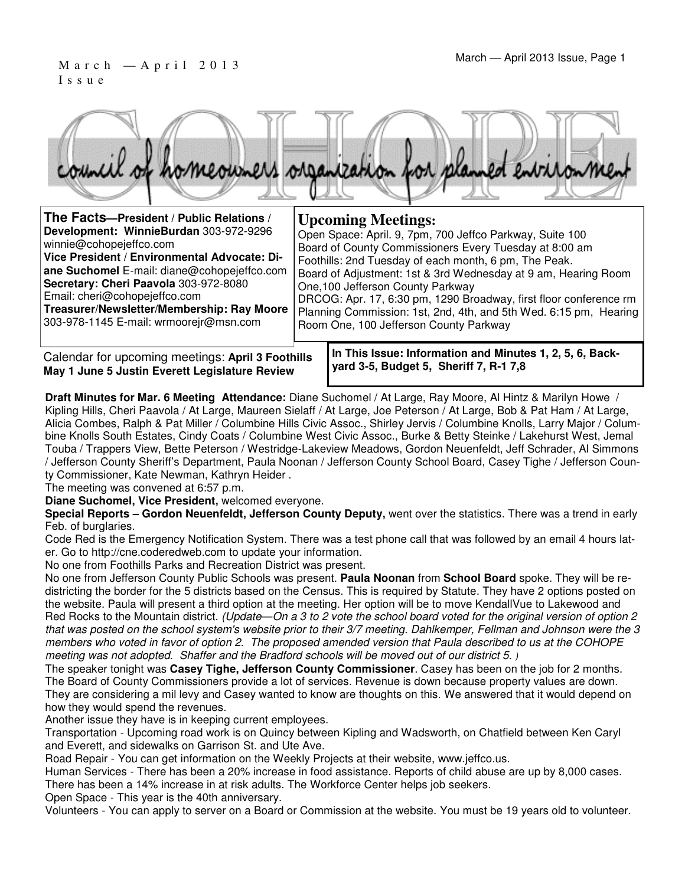March — April 2013 Issue

# COHOPE

council of homeowners organization for planned environment

**The Facts—President / Public Relations / Development: WinnieBurdan** 303-972-9296 winnie@cohopejeffco.com
**Vice President / Environmental Advocate: Diane Suchomel** E-mail: diane@cohopejeffco.com
**Secretary: Cheri Paavola** 303-972-8080 Email: cheri@cohopejeffco.com
**Treasurer/Newsletter/Membership: Ray Moore** 303-978-1145 E-mail: wrmoorejr@msn.com

## Upcoming Meetings:

Open Space: April. 9, 7pm, 700 Jeffco Parkway, Suite 100
Board of County Commissioners Every Tuesday at 8:00 am
Foothills: 2nd Tuesday of each month, 6 pm, The Peak.
Board of Adjustment: 1st & 3rd Wednesday at 9 am, Hearing Room One,100 Jefferson County Parkway
DRCOG: Apr. 17, 6:30 pm, 1290 Broadway, first floor conference rm
Planning Commission: 1st, 2nd, 4th, and 5th Wed. 6:15 pm, Hearing Room One, 100 Jefferson County Parkway

Calendar for upcoming meetings: **April 3 Foothills May 1 June 5 Justin Everett Legislature Review**

**In This Issue: Information and Minutes 1, 2, 5, 6, Backyard 3-5, Budget 5, Sheriff 7, R-1 7,8**

**Draft Minutes for Mar. 6 Meeting Attendance:** Diane Suchomel / At Large, Ray Moore, Al Hintz & Marilyn Howe / Kipling Hills, Cheri Paavola / At Large, Maureen Sielaff / At Large, Joe Peterson / At Large, Bob & Pat Ham / At Large, Alicia Combes, Ralph & Pat Miller / Columbine Hills Civic Assoc., Shirley Jervis / Columbine Knolls, Larry Major / Columbine Knolls South Estates, Cindy Coats / Columbine West Civic Assoc., Burke & Betty Steinke / Lakehurst West, Jemal Touba / Trappers View, Bette Peterson / Westridge-Lakeview Meadows, Gordon Neuenfeldt, Jeff Schrader, Al Simmons / Jefferson County Sheriff's Department, Paula Noonan / Jefferson County School Board, Casey Tighe / Jefferson County Commissioner, Kate Newman, Kathryn Heider .

The meeting was convened at 6:57 p.m.

**Diane Suchomel, Vice President,** welcomed everyone.

**Special Reports – Gordon Neuenfeldt, Jefferson County Deputy,** went over the statistics. There was a trend in early Feb. of burglaries.

Code Red is the Emergency Notification System. There was a test phone call that was followed by an email 4 hours later. Go to http://cne.coderedweb.com to update your information.

No one from Foothills Parks and Recreation District was present.

No one from Jefferson County Public Schools was present. **Paula Noonan** from **School Board** spoke. They will be redistricting the border for the 5 districts based on the Census. This is required by Statute. They have 2 options posted on the website. Paula will present a third option at the meeting. Her option will be to move KendallVue to Lakewood and Red Rocks to the Mountain district. *(Update—On a 3 to 2 vote the school board voted for the original version of option 2 that was posted on the school system's website prior to their 3/7 meeting. Dahlkemper, Fellman and Johnson were the 3 members who voted in favor of option 2. The proposed amended version that Paula described to us at the COHOPE meeting was not adopted. Shaffer and the Bradford schools will be moved out of our district 5. )*

The speaker tonight was **Casey Tighe, Jefferson County Commissioner**. Casey has been on the job for 2 months. The Board of County Commissioners provide a lot of services. Revenue is down because property values are down. They are considering a mil levy and Casey wanted to know are thoughts on this. We answered that it would depend on how they would spend the revenues.

Another issue they have is in keeping current employees.

Transportation - Upcoming road work is on Quincy between Kipling and Wadsworth, on Chatfield between Ken Caryl and Everett, and sidewalks on Garrison St. and Ute Ave.

Road Repair - You can get information on the Weekly Projects at their website, www.jeffco.us.

Human Services - There has been a 20% increase in food assistance. Reports of child abuse are up by 8,000 cases. There has been a 14% increase in at risk adults. The Workforce Center helps job seekers.

Open Space - This year is the 40th anniversary.

Volunteers - You can apply to server on a Board or Commission at the website. You must be 19 years old to volunteer.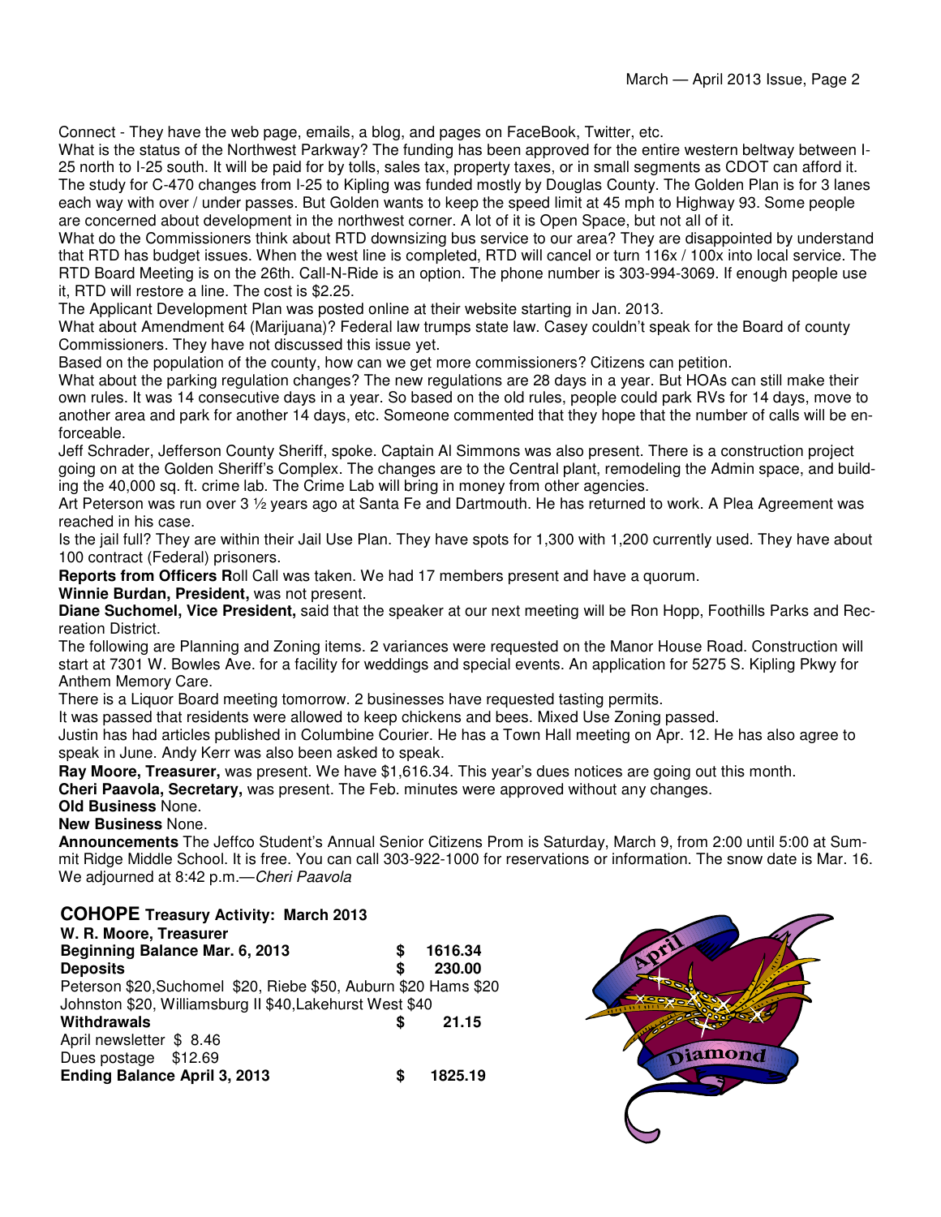Connect - They have the web page, emails, a blog, and pages on FaceBook, Twitter, etc.

What is the status of the Northwest Parkway? The funding has been approved for the entire western beltway between I-25 north to I-25 south. It will be paid for by tolls, sales tax, property taxes, or in small segments as CDOT can afford it. The study for C-470 changes from I-25 to Kipling was funded mostly by Douglas County. The Golden Plan is for 3 lanes each way with over / under passes. But Golden wants to keep the speed limit at 45 mph to Highway 93. Some people are concerned about development in the northwest corner. A lot of it is Open Space, but not all of it.

What do the Commissioners think about RTD downsizing bus service to our area? They are disappointed by understand that RTD has budget issues. When the west line is completed, RTD will cancel or turn 116x / 100x into local service. The RTD Board Meeting is on the 26th. Call-N-Ride is an option. The phone number is 303-994-3069. If enough people use it, RTD will restore a line. The cost is $2.25.

The Applicant Development Plan was posted online at their website starting in Jan. 2013.

What about Amendment 64 (Marijuana)? Federal law trumps state law. Casey couldn't speak for the Board of county Commissioners. They have not discussed this issue yet.

Based on the population of the county, how can we get more commissioners? Citizens can petition.

What about the parking regulation changes? The new regulations are 28 days in a year. But HOAs can still make their own rules. It was 14 consecutive days in a year. So based on the old rules, people could park RVs for 14 days, move to another area and park for another 14 days, etc. Someone commented that they hope that the number of calls will be enforceable.

Jeff Schrader, Jefferson County Sheriff, spoke. Captain Al Simmons was also present. There is a construction project going on at the Golden Sheriff's Complex. The changes are to the Central plant, remodeling the Admin space, and building the 40,000 sq. ft. crime lab. The Crime Lab will bring in money from other agencies.

Art Peterson was run over 3 ½ years ago at Santa Fe and Dartmouth. He has returned to work. A Plea Agreement was reached in his case.

Is the jail full? They are within their Jail Use Plan. They have spots for 1,300 with 1,200 currently used. They have about 100 contract (Federal) prisoners.

**Reports from Officers R**oll Call was taken. We had 17 members present and have a quorum.

**Winnie Burdan, President,** was not present.

**Diane Suchomel, Vice President,** said that the speaker at our next meeting will be Ron Hopp, Foothills Parks and Recreation District.

The following are Planning and Zoning items. 2 variances were requested on the Manor House Road. Construction will start at 7301 W. Bowles Ave. for a facility for weddings and special events. An application for 5275 S. Kipling Pkwy for Anthem Memory Care.

There is a Liquor Board meeting tomorrow. 2 businesses have requested tasting permits.

It was passed that residents were allowed to keep chickens and bees. Mixed Use Zoning passed.

Justin has had articles published in Columbine Courier. He has a Town Hall meeting on Apr. 12. He has also agree to speak in June. Andy Kerr was also been asked to speak.

**Ray Moore, Treasurer,** was present. We have $1,616.34. This year's dues notices are going out this month.

**Cheri Paavola, Secretary,** was present. The Feb. minutes were approved without any changes.

**Old Business** None.

**New Business** None.

**Announcements** The Jeffco Student's Annual Senior Citizens Prom is Saturday, March 9, from 2:00 until 5:00 at Summit Ridge Middle School. It is free. You can call 303-922-1000 for reservations or information. The snow date is Mar. 16.

We adjourned at 8:42 p.m.—*Cheri Paavola*

## COHOPE Treasury Activity: March 2013

**W. R. Moore, Treasurer**

| | | |
|---|---|---|
| **Beginning Balance Mar. 6, 2013** | **$** | **1616.34** |
| **Deposits** | **$** | **230.00** |
| Peterson $20,Suchomel $20, Riebe $50, Auburn $20 Hams $20 | | |
| Johnston $20, Williamsburg II $40,Lakehurst West $40 | | |
| **Withdrawals** | **$** | **21.15** |
| April newsletter $ 8.46 | | |
| Dues postage $12.69 | | |
| **Ending Balance April 3, 2013** | **$** | **1825.19** |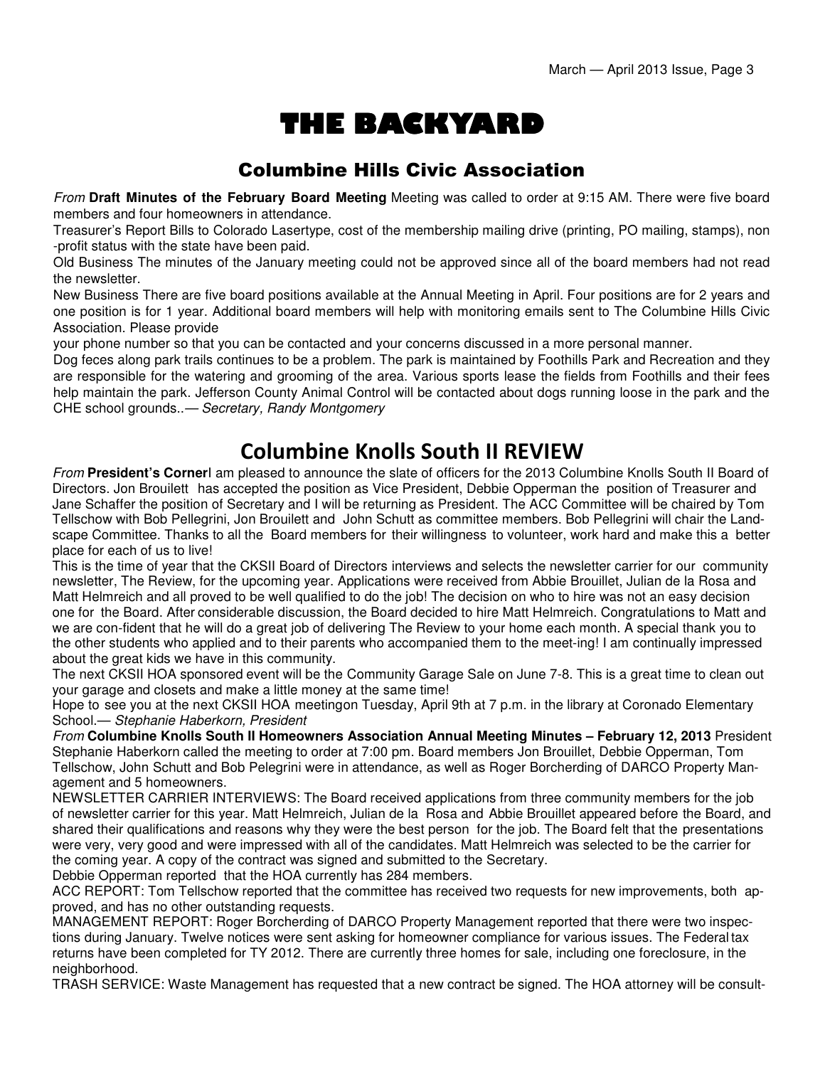# THE BACKYARD

## Columbine Hills Civic Association

*From* **Draft Minutes of the February Board Meeting** Meeting was called to order at 9:15 AM. There were five board members and four homeowners in attendance.

Treasurer's Report Bills to Colorado Lasertype, cost of the membership mailing drive (printing, PO mailing, stamps), non-profit status with the state have been paid.

Old Business The minutes of the January meeting could not be approved since all of the board members had not read the newsletter.

New Business There are five board positions available at the Annual Meeting in April. Four positions are for 2 years and one position is for 1 year. Additional board members will help with monitoring emails sent to The Columbine Hills Civic Association. Please provide

your phone number so that you can be contacted and your concerns discussed in a more personal manner.

Dog feces along park trails continues to be a problem. The park is maintained by Foothills Park and Recreation and they are responsible for the watering and grooming of the area. Various sports lease the fields from Foothills and their fees help maintain the park. Jefferson County Animal Control will be contacted about dogs running loose in the park and the CHE school grounds..— *Secretary, Randy Montgomery*

## Columbine Knolls South II REVIEW

*From* **President's Corner**I am pleased to announce the slate of officers for the 2013 Columbine Knolls South II Board of Directors. Jon Brouilett has accepted the position as Vice President, Debbie Opperman the position of Treasurer and Jane Schaffer the position of Secretary and I will be returning as President. The ACC Committee will be chaired by Tom Tellschow with Bob Pellegrini, Jon Brouilett and John Schutt as committee members. Bob Pellegrini will chair the Landscape Committee. Thanks to all the Board members for their willingness to volunteer, work hard and make this a better place for each of us to live!

This is the time of year that the CKSII Board of Directors interviews and selects the newsletter carrier for our community newsletter, The Review, for the upcoming year. Applications were received from Abbie Brouillet, Julian de la Rosa and Matt Helmreich and all proved to be well qualified to do the job! The decision on who to hire was not an easy decision one for the Board. After considerable discussion, the Board decided to hire Matt Helmreich. Congratulations to Matt and we are con-fident that he will do a great job of delivering The Review to your home each month. A special thank you to the other students who applied and to their parents who accompanied them to the meet-ing! I am continually impressed about the great kids we have in this community.

The next CKSII HOA sponsored event will be the Community Garage Sale on June 7-8. This is a great time to clean out your garage and closets and make a little money at the same time!

Hope to see you at the next CKSII HOA meetingon Tuesday, April 9th at 7 p.m. in the library at Coronado Elementary School.— *Stephanie Haberkorn, President*

*From* **Columbine Knolls South II Homeowners Association Annual Meeting Minutes – February 12, 2013** President Stephanie Haberkorn called the meeting to order at 7:00 pm. Board members Jon Brouillet, Debbie Opperman, Tom Tellschow, John Schutt and Bob Pelegrini were in attendance, as well as Roger Borcherding of DARCO Property Management and 5 homeowners.

NEWSLETTER CARRIER INTERVIEWS: The Board received applications from three community members for the job of newsletter carrier for this year. Matt Helmreich, Julian de la Rosa and Abbie Brouillet appeared before the Board, and shared their qualifications and reasons why they were the best person for the job. The Board felt that the presentations were very, very good and were impressed with all of the candidates. Matt Helmreich was selected to be the carrier for the coming year. A copy of the contract was signed and submitted to the Secretary.

Debbie Opperman reported that the HOA currently has 284 members.

ACC REPORT: Tom Tellschow reported that the committee has received two requests for new improvements, both approved, and has no other outstanding requests.

MANAGEMENT REPORT: Roger Borcherding of DARCO Property Management reported that there were two inspections during January. Twelve notices were sent asking for homeowner compliance for various issues. The Federal tax returns have been completed for TY 2012. There are currently three homes for sale, including one foreclosure, in the neighborhood.

TRASH SERVICE: Waste Management has requested that a new contract be signed. The HOA attorney will be consult-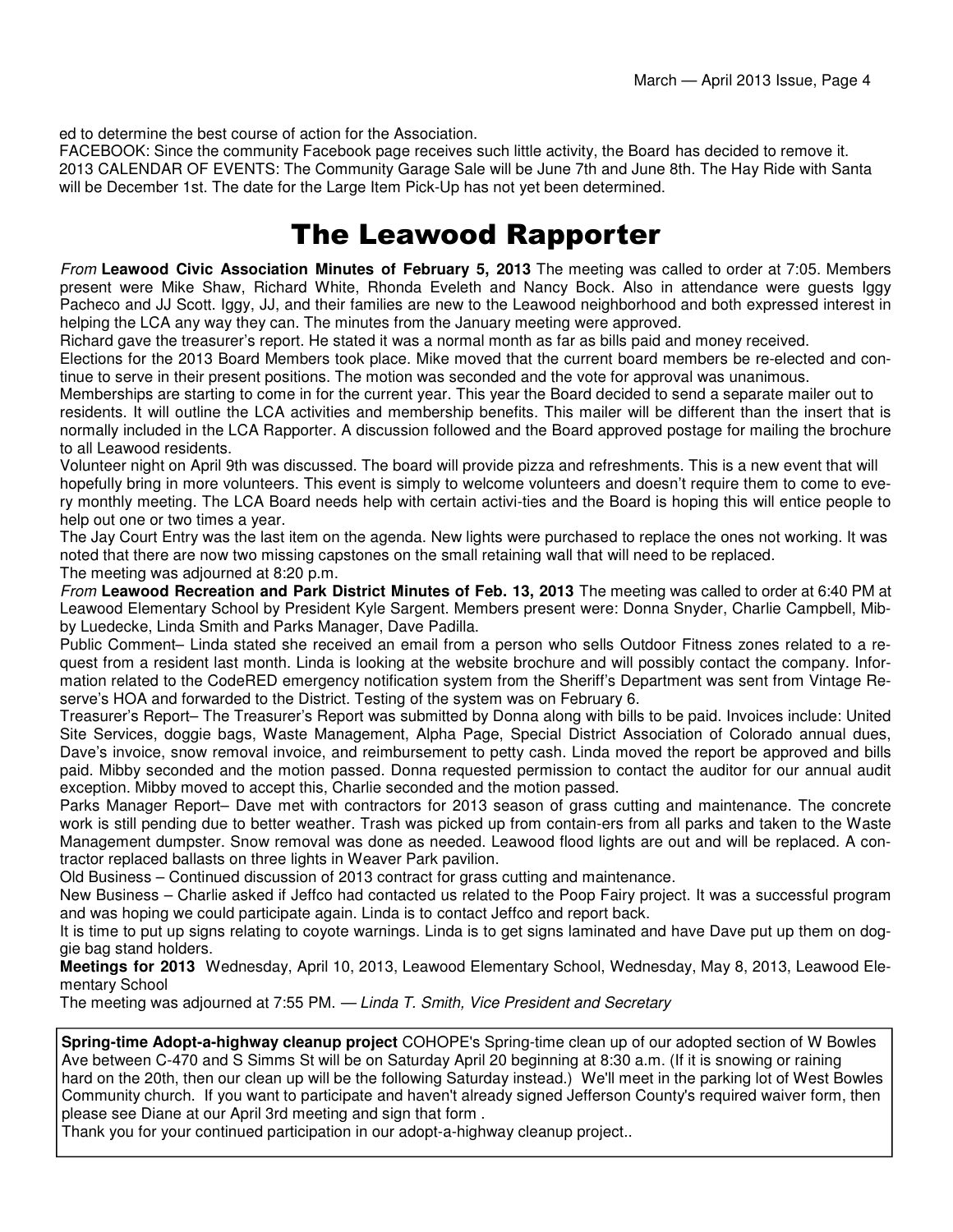ed to determine the best course of action for the Association.

FACEBOOK: Since the community Facebook page receives such little activity, the Board has decided to remove it.

2013 CALENDAR OF EVENTS: The Community Garage Sale will be June 7th and June 8th. The Hay Ride with Santa will be December 1st. The date for the Large Item Pick-Up has not yet been determined.

# The Leawood Rapporter

*From* **Leawood Civic Association Minutes of February 5, 2013** The meeting was called to order at 7:05. Members present were Mike Shaw, Richard White, Rhonda Eveleth and Nancy Bock. Also in attendance were guests Iggy Pacheco and JJ Scott. Iggy, JJ, and their families are new to the Leawood neighborhood and both expressed interest in helping the LCA any way they can. The minutes from the January meeting were approved.

Richard gave the treasurer's report. He stated it was a normal month as far as bills paid and money received.

Elections for the 2013 Board Members took place. Mike moved that the current board members be re-elected and continue to serve in their present positions. The motion was seconded and the vote for approval was unanimous.

Memberships are starting to come in for the current year. This year the Board decided to send a separate mailer out to residents. It will outline the LCA activities and membership benefits. This mailer will be different than the insert that is normally included in the LCA Rapporter. A discussion followed and the Board approved postage for mailing the brochure to all Leawood residents.

Volunteer night on April 9th was discussed. The board will provide pizza and refreshments. This is a new event that will hopefully bring in more volunteers. This event is simply to welcome volunteers and doesn't require them to come to every monthly meeting. The LCA Board needs help with certain activi-ties and the Board is hoping this will entice people to help out one or two times a year.

The Jay Court Entry was the last item on the agenda. New lights were purchased to replace the ones not working. It was noted that there are now two missing capstones on the small retaining wall that will need to be replaced.

The meeting was adjourned at 8:20 p.m.

*From* **Leawood Recreation and Park District Minutes of Feb. 13, 2013** The meeting was called to order at 6:40 PM at Leawood Elementary School by President Kyle Sargent. Members present were: Donna Snyder, Charlie Campbell, Mibby Luedecke, Linda Smith and Parks Manager, Dave Padilla.

Public Comment– Linda stated she received an email from a person who sells Outdoor Fitness zones related to a request from a resident last month. Linda is looking at the website brochure and will possibly contact the company. Information related to the CodeRED emergency notification system from the Sheriff's Department was sent from Vintage Reserve's HOA and forwarded to the District. Testing of the system was on February 6.

Treasurer's Report– The Treasurer's Report was submitted by Donna along with bills to be paid. Invoices include: United Site Services, doggie bags, Waste Management, Alpha Page, Special District Association of Colorado annual dues, Dave's invoice, snow removal invoice, and reimbursement to petty cash. Linda moved the report be approved and bills paid. Mibby seconded and the motion passed. Donna requested permission to contact the auditor for our annual audit exception. Mibby moved to accept this, Charlie seconded and the motion passed.

Parks Manager Report– Dave met with contractors for 2013 season of grass cutting and maintenance. The concrete work is still pending due to better weather. Trash was picked up from contain-ers from all parks and taken to the Waste Management dumpster. Snow removal was done as needed. Leawood flood lights are out and will be replaced. A contractor replaced ballasts on three lights in Weaver Park pavilion.

Old Business – Continued discussion of 2013 contract for grass cutting and maintenance.

New Business – Charlie asked if Jeffco had contacted us related to the Poop Fairy project. It was a successful program and was hoping we could participate again. Linda is to contact Jeffco and report back.

It is time to put up signs relating to coyote warnings. Linda is to get signs laminated and have Dave put up them on doggie bag stand holders.

**Meetings for 2013** Wednesday, April 10, 2013, Leawood Elementary School, Wednesday, May 8, 2013, Leawood Elementary School

The meeting was adjourned at 7:55 PM. — *Linda T. Smith, Vice President and Secretary*

**Spring-time Adopt-a-highway cleanup project** COHOPE's Spring-time clean up of our adopted section of W Bowles Ave between C-470 and S Simms St will be on Saturday April 20 beginning at 8:30 a.m. (If it is snowing or raining hard on the 20th, then our clean up will be the following Saturday instead.) We'll meet in the parking lot of West Bowles Community church. If you want to participate and haven't already signed Jefferson County's required waiver form, then please see Diane at our April 3rd meeting and sign that form .

Thank you for your continued participation in our adopt-a-highway cleanup project..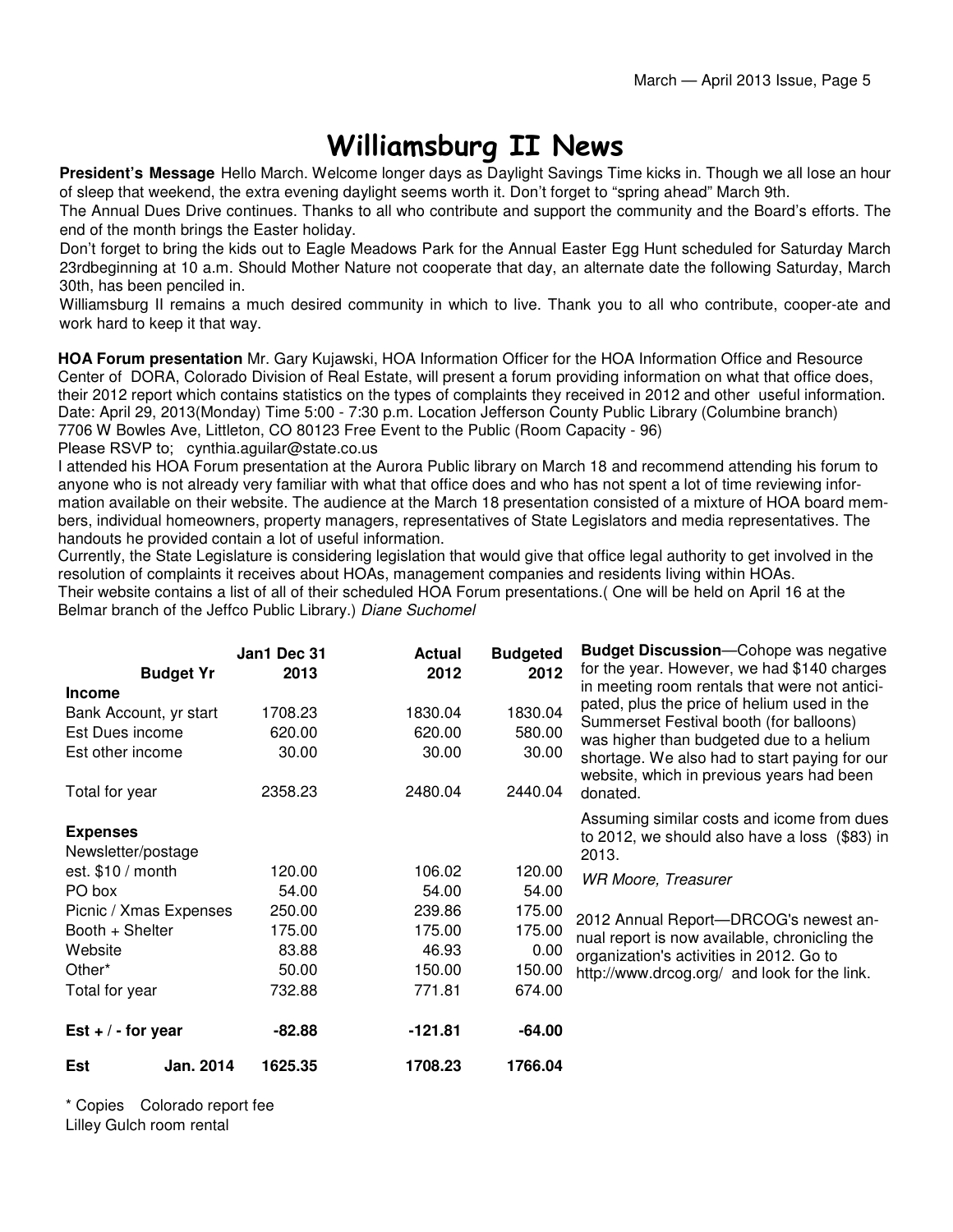# Williamsburg II News

**President's Message** Hello March. Welcome longer days as Daylight Savings Time kicks in. Though we all lose an hour of sleep that weekend, the extra evening daylight seems worth it. Don't forget to "spring ahead" March 9th.

The Annual Dues Drive continues. Thanks to all who contribute and support the community and the Board's efforts. The end of the month brings the Easter holiday.

Don't forget to bring the kids out to Eagle Meadows Park for the Annual Easter Egg Hunt scheduled for Saturday March 23rdbeginning at 10 a.m. Should Mother Nature not cooperate that day, an alternate date the following Saturday, March 30th, has been penciled in.

Williamsburg II remains a much desired community in which to live. Thank you to all who contribute, cooper-ate and work hard to keep it that way.

**HOA Forum presentation** Mr. Gary Kujawski, HOA Information Officer for the HOA Information Office and Resource Center of DORA, Colorado Division of Real Estate, will present a forum providing information on what that office does, their 2012 report which contains statistics on the types of complaints they received in 2012 and other useful information. Date: April 29, 2013(Monday) Time 5:00 - 7:30 p.m. Location Jefferson County Public Library (Columbine branch) 7706 W Bowles Ave, Littleton, CO 80123 Free Event to the Public (Room Capacity - 96)

Please RSVP to; cynthia.aguilar@state.co.us

I attended his HOA Forum presentation at the Aurora Public library on March 18 and recommend attending his forum to anyone who is not already very familiar with what that office does and who has not spent a lot of time reviewing information available on their website. The audience at the March 18 presentation consisted of a mixture of HOA board members, individual homeowners, property managers, representatives of State Legislators and media representatives. The handouts he provided contain a lot of useful information.

Currently, the State Legislature is considering legislation that would give that office legal authority to get involved in the resolution of complaints it receives about HOAs, management companies and residents living within HOAs.

Their website contains a list of all of their scheduled HOA Forum presentations.( One will be held on April 16 at the Belmar branch of the Jeffco Public Library.) *Diane Suchomel*

| Budget Yr | Jan1 Dec 31 2013 | Actual 2012 | Budgeted 2012 |
|---|---|---|---|
| **Income** | | | |
| Bank Account, yr start | 1708.23 | 1830.04 | 1830.04 |
| Est Dues income | 620.00 | 620.00 | 580.00 |
| Est other income | 30.00 | 30.00 | 30.00 |
| Total for year | 2358.23 | 2480.04 | 2440.04 |
| **Expenses** | | | |
| Newsletter/postage est. $10 / month | 120.00 | 106.02 | 120.00 |
| PO box | 54.00 | 54.00 | 54.00 |
| Picnic / Xmas Expenses | 250.00 | 239.86 | 175.00 |
| Booth + Shelter | 175.00 | 175.00 | 175.00 |
| Website | 83.88 | 46.93 | 0.00 |
| Other* | 50.00 | 150.00 | 150.00 |
| Total for year | 732.88 | 771.81 | 674.00 |
| **Est + / - for year** | **-82.88** | **-121.81** | **-64.00** |
| **Est Jan. 2014** | **1625.35** | **1708.23** | **1766.04** |

\* Copies Colorado report fee
Lilley Gulch room rental

**Budget Discussion**—Cohope was negative for the year. However, we had $140 charges in meeting room rentals that were not anticipated, plus the price of helium used in the Summerset Festival booth (for balloons) was higher than budgeted due to a helium shortage. We also had to start paying for our website, which in previous years had been donated.

Assuming similar costs and icome from dues to 2012, we should also have a loss ($83) in 2013.

*WR Moore, Treasurer*

2012 Annual Report—DRCOG's newest annual report is now available, chronicling the organization's activities in 2012. Go to http://www.drcog.org/ and look for the link.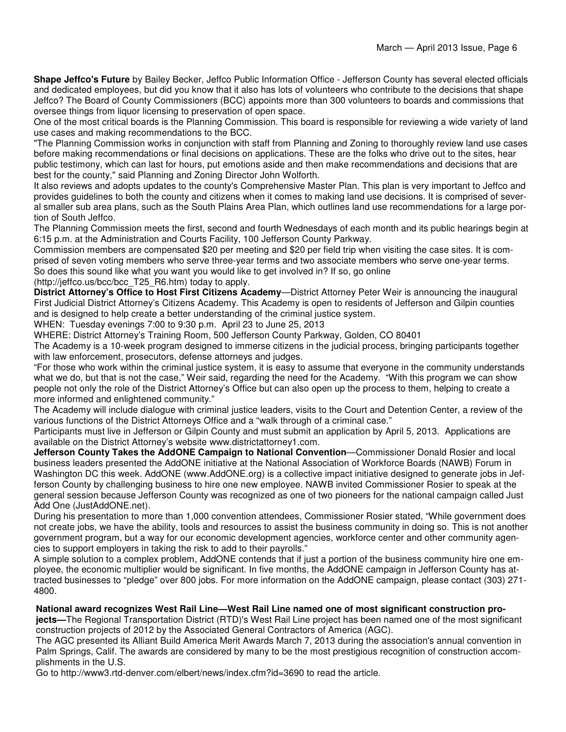**Shape Jeffco's Future** by Bailey Becker, Jeffco Public Information Office - Jefferson County has several elected officials and dedicated employees, but did you know that it also has lots of volunteers who contribute to the decisions that shape Jeffco? The Board of County Commissioners (BCC) appoints more than 300 volunteers to boards and commissions that oversee things from liquor licensing to preservation of open space.

One of the most critical boards is the Planning Commission. This board is responsible for reviewing a wide variety of land use cases and making recommendations to the BCC.

"The Planning Commission works in conjunction with staff from Planning and Zoning to thoroughly review land use cases before making recommendations or final decisions on applications. These are the folks who drive out to the sites, hear public testimony, which can last for hours, put emotions aside and then make recommendations and decisions that are best for the county," said Planning and Zoning Director John Wolforth.

It also reviews and adopts updates to the county's Comprehensive Master Plan. This plan is very important to Jeffco and provides guidelines to both the county and citizens when it comes to making land use decisions. It is comprised of several smaller sub area plans, such as the South Plains Area Plan, which outlines land use recommendations for a large portion of South Jeffco.

The Planning Commission meets the first, second and fourth Wednesdays of each month and its public hearings begin at 6:15 p.m. at the Administration and Courts Facility, 100 Jefferson County Parkway.

Commission members are compensated $20 per meeting and $20 per field trip when visiting the case sites. It is comprised of seven voting members who serve three-year terms and two associate members who serve one-year terms.

So does this sound like what you want you would like to get involved in? If so, go online (http://jeffco.us/bcc/bcc_T25_R6.htm) today to apply.

**District Attorney's Office to Host First Citizens Academy**—District Attorney Peter Weir is announcing the inaugural First Judicial District Attorney's Citizens Academy. This Academy is open to residents of Jefferson and Gilpin counties and is designed to help create a better understanding of the criminal justice system.

WHEN: Tuesday evenings 7:00 to 9:30 p.m. April 23 to June 25, 2013

WHERE: District Attorney's Training Room, 500 Jefferson County Parkway, Golden, CO 80401

The Academy is a 10-week program designed to immerse citizens in the judicial process, bringing participants together with law enforcement, prosecutors, defense attorneys and judges.

"For those who work within the criminal justice system, it is easy to assume that everyone in the community understands what we do, but that is not the case," Weir said, regarding the need for the Academy. "With this program we can show people not only the role of the District Attorney's Office but can also open up the process to them, helping to create a more informed and enlightened community."

The Academy will include dialogue with criminal justice leaders, visits to the Court and Detention Center, a review of the various functions of the District Attorneys Office and a "walk through of a criminal case."

Participants must live in Jefferson or Gilpin County and must submit an application by April 5, 2013. Applications are available on the District Attorney's website www.districtattorney1.com.

**Jefferson County Takes the AddONE Campaign to National Convention**—Commissioner Donald Rosier and local business leaders presented the AddONE initiative at the National Association of Workforce Boards (NAWB) Forum in Washington DC this week. AddONE (www.AddONE.org) is a collective impact initiative designed to generate jobs in Jefferson County by challenging business to hire one new employee. NAWB invited Commissioner Rosier to speak at the general session because Jefferson County was recognized as one of two pioneers for the national campaign called Just Add One (JustAddONE.net).

During his presentation to more than 1,000 convention attendees, Commissioner Rosier stated, "While government does not create jobs, we have the ability, tools and resources to assist the business community in doing so. This is not another government program, but a way for our economic development agencies, workforce center and other community agencies to support employers in taking the risk to add to their payrolls."

A simple solution to a complex problem, AddONE contends that if just a portion of the business community hire one employee, the economic multiplier would be significant. In five months, the AddONE campaign in Jefferson County has attracted businesses to "pledge" over 800 jobs. For more information on the AddONE campaign, please contact (303) 271-4800.

**National award recognizes West Rail Line—West Rail Line named one of most significant construction projects—**The Regional Transportation District (RTD)'s West Rail Line project has been named one of the most significant construction projects of 2012 by the Associated General Contractors of America (AGC).

The AGC presented its Alliant Build America Merit Awards March 7, 2013 during the association's annual convention in Palm Springs, Calif. The awards are considered by many to be the most prestigious recognition of construction accomplishments in the U.S.

Go to http://www3.rtd-denver.com/elbert/news/index.cfm?id=3690 to read the article.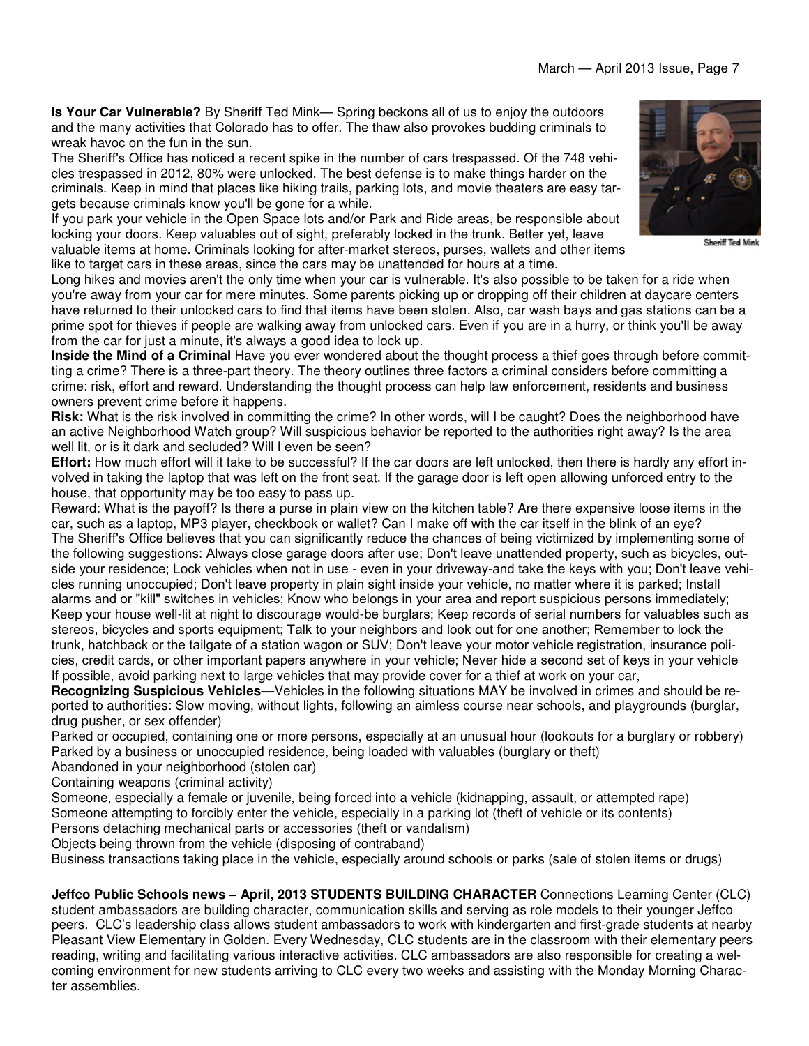**Is Your Car Vulnerable?** By Sheriff Ted Mink— Spring beckons all of us to enjoy the outdoors and the many activities that Colorado has to offer. The thaw also provokes budding criminals to wreak havoc on the fun in the sun.

The Sheriff's Office has noticed a recent spike in the number of cars trespassed. Of the 748 vehicles trespassed in 2012, 80% were unlocked. The best defense is to make things harder on the criminals. Keep in mind that places like hiking trails, parking lots, and movie theaters are easy targets because criminals know you'll be gone for a while.

If you park your vehicle in the Open Space lots and/or Park and Ride areas, be responsible about locking your doors. Keep valuables out of sight, preferably locked in the trunk. Better yet, leave valuable items at home. Criminals looking for after-market stereos, purses, wallets and other items like to target cars in these areas, since the cars may be unattended for hours at a time.

Sheriff Ted Mink

Long hikes and movies aren't the only time when your car is vulnerable. It's also possible to be taken for a ride when you're away from your car for mere minutes. Some parents picking up or dropping off their children at daycare centers have returned to their unlocked cars to find that items have been stolen. Also, car wash bays and gas stations can be a prime spot for thieves if people are walking away from unlocked cars. Even if you are in a hurry, or think you'll be away from the car for just a minute, it's always a good idea to lock up.

**Inside the Mind of a Criminal** Have you ever wondered about the thought process a thief goes through before committing a crime? There is a three-part theory. The theory outlines three factors a criminal considers before committing a crime: risk, effort and reward. Understanding the thought process can help law enforcement, residents and business owners prevent crime before it happens.

**Risk:** What is the risk involved in committing the crime? In other words, will I be caught? Does the neighborhood have an active Neighborhood Watch group? Will suspicious behavior be reported to the authorities right away? Is the area well lit, or is it dark and secluded? Will I even be seen?

**Effort:** How much effort will it take to be successful? If the car doors are left unlocked, then there is hardly any effort involved in taking the laptop that was left on the front seat. If the garage door is left open allowing unforced entry to the house, that opportunity may be too easy to pass up.

Reward: What is the payoff? Is there a purse in plain view on the kitchen table? Are there expensive loose items in the car, such as a laptop, MP3 player, checkbook or wallet? Can I make off with the car itself in the blink of an eye?

The Sheriff's Office believes that you can significantly reduce the chances of being victimized by implementing some of the following suggestions: Always close garage doors after use; Don't leave unattended property, such as bicycles, outside your residence; Lock vehicles when not in use - even in your driveway-and take the keys with you; Don't leave vehicles running unoccupied; Don't leave property in plain sight inside your vehicle, no matter where it is parked; Install alarms and or "kill" switches in vehicles; Know who belongs in your area and report suspicious persons immediately; Keep your house well-lit at night to discourage would-be burglars; Keep records of serial numbers for valuables such as stereos, bicycles and sports equipment; Talk to your neighbors and look out for one another; Remember to lock the trunk, hatchback or the tailgate of a station wagon or SUV; Don't leave your motor vehicle registration, insurance policies, credit cards, or other important papers anywhere in your vehicle; Never hide a second set of keys in your vehicle If possible, avoid parking next to large vehicles that may provide cover for a thief at work on your car,

**Recognizing Suspicious Vehicles—**Vehicles in the following situations MAY be involved in crimes and should be reported to authorities: Slow moving, without lights, following an aimless course near schools, and playgrounds (burglar, drug pusher, or sex offender)

Parked or occupied, containing one or more persons, especially at an unusual hour (lookouts for a burglary or robbery)

Parked by a business or unoccupied residence, being loaded with valuables (burglary or theft)

Abandoned in your neighborhood (stolen car)

Containing weapons (criminal activity)

Someone, especially a female or juvenile, being forced into a vehicle (kidnapping, assault, or attempted rape)

Someone attempting to forcibly enter the vehicle, especially in a parking lot (theft of vehicle or its contents)

Persons detaching mechanical parts or accessories (theft or vandalism)

Objects being thrown from the vehicle (disposing of contraband)

Business transactions taking place in the vehicle, especially around schools or parks (sale of stolen items or drugs)

**Jeffco Public Schools news – April, 2013 STUDENTS BUILDING CHARACTER** Connections Learning Center (CLC) student ambassadors are building character, communication skills and serving as role models to their younger Jeffco peers. CLC's leadership class allows student ambassadors to work with kindergarten and first-grade students at nearby Pleasant View Elementary in Golden. Every Wednesday, CLC students are in the classroom with their elementary peers reading, writing and facilitating various interactive activities. CLC ambassadors are also responsible for creating a welcoming environment for new students arriving to CLC every two weeks and assisting with the Monday Morning Character assemblies.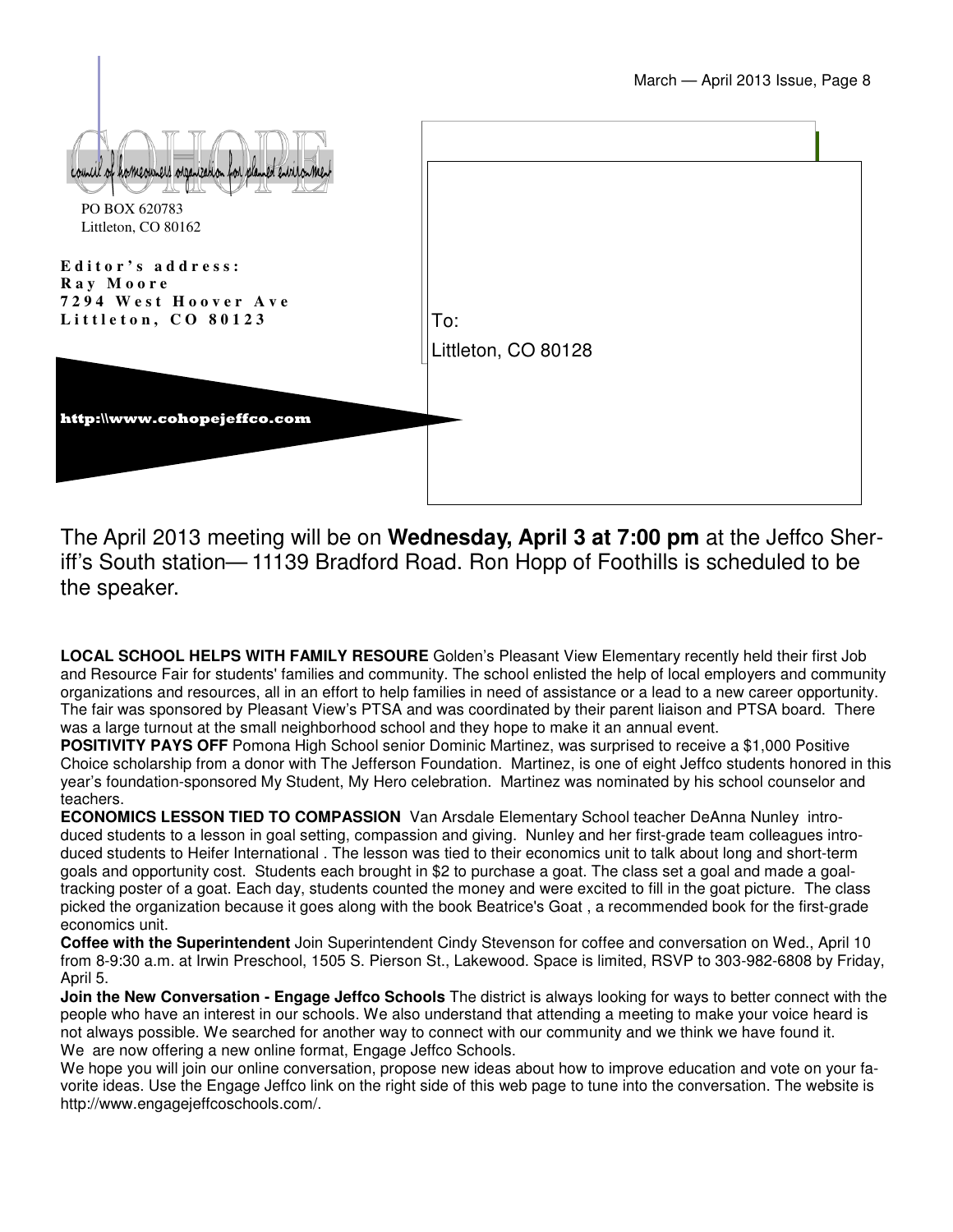COHOPE

council of homeowners organization for planned environment

PO BOX 620783
Littleton, CO 80162

**Editor's address:**
**Ray Moore**
**7294 West Hoover Ave**
**Littleton, CO 80123**

**http:\\www.cohopejeffco.com**

To:

Littleton, CO 80128

The April 2013 meeting will be on **Wednesday, April 3 at 7:00 pm** at the Jeffco Sheriff's South station— 11139 Bradford Road. Ron Hopp of Foothills is scheduled to be the speaker.

**LOCAL SCHOOL HELPS WITH FAMILY RESOURE** Golden's Pleasant View Elementary recently held their first Job and Resource Fair for students' families and community. The school enlisted the help of local employers and community organizations and resources, all in an effort to help families in need of assistance or a lead to a new career opportunity. The fair was sponsored by Pleasant View's PTSA and was coordinated by their parent liaison and PTSA board. There was a large turnout at the small neighborhood school and they hope to make it an annual event.

**POSITIVITY PAYS OFF** Pomona High School senior Dominic Martinez, was surprised to receive a $1,000 Positive Choice scholarship from a donor with The Jefferson Foundation. Martinez, is one of eight Jeffco students honored in this year's foundation-sponsored My Student, My Hero celebration. Martinez was nominated by his school counselor and teachers.

**ECONOMICS LESSON TIED TO COMPASSION** Van Arsdale Elementary School teacher DeAnna Nunley introduced students to a lesson in goal setting, compassion and giving. Nunley and her first-grade team colleagues introduced students to Heifer International . The lesson was tied to their economics unit to talk about long and short-term goals and opportunity cost. Students each brought in $2 to purchase a goat. The class set a goal and made a goal-tracking poster of a goat. Each day, students counted the money and were excited to fill in the goat picture. The class picked the organization because it goes along with the book Beatrice's Goat , a recommended book for the first-grade economics unit.

**Coffee with the Superintendent** Join Superintendent Cindy Stevenson for coffee and conversation on Wed., April 10 from 8-9:30 a.m. at Irwin Preschool, 1505 S. Pierson St., Lakewood. Space is limited, RSVP to 303-982-6808 by Friday, April 5.

**Join the New Conversation - Engage Jeffco Schools** The district is always looking for ways to better connect with the people who have an interest in our schools. We also understand that attending a meeting to make your voice heard is not always possible. We searched for another way to connect with our community and we think we have found it.
We are now offering a new online format, Engage Jeffco Schools.

We hope you will join our online conversation, propose new ideas about how to improve education and vote on your favorite ideas. Use the Engage Jeffco link on the right side of this web page to tune into the conversation. The website is http://www.engagejeffcoschools.com/.